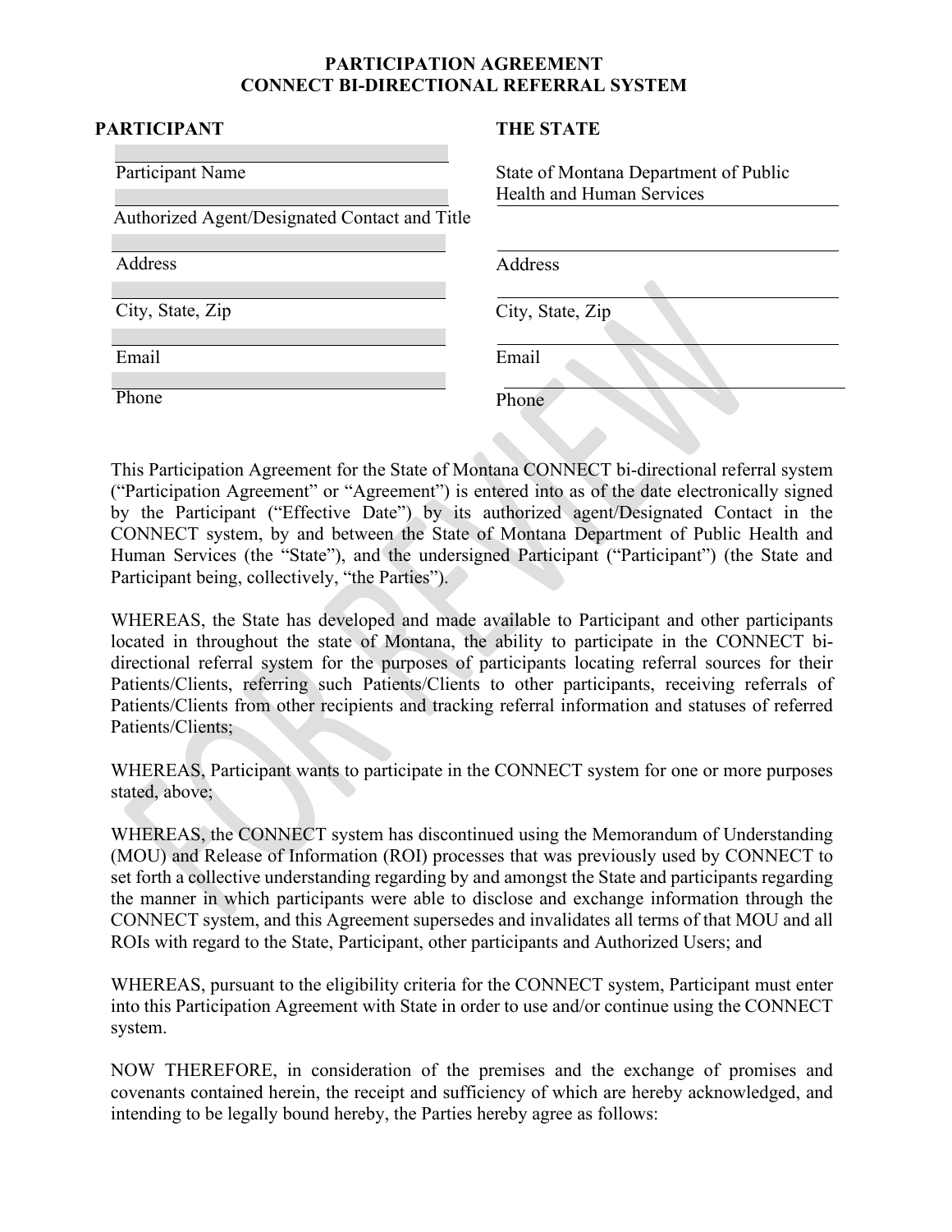# PARTICIPATION AGREEMENT
# CONNECT BI-DIRECTIONAL REFERRAL SYSTEM

| PARTICIPANT | THE STATE |
| --- | --- |
| Participant Name | State of Montana Department of Public Health and Human Services |
| Authorized Agent/Designated Contact and Title | |
| Address | Address |
| City, State, Zip | City, State, Zip |
| Email | Email |
| Phone | Phone |

This Participation Agreement for the State of Montana CONNECT bi-directional referral system ("Participation Agreement" or "Agreement") is entered into as of the date electronically signed by the Participant ("Effective Date") by its authorized agent/Designated Contact in the CONNECT system, by and between the State of Montana Department of Public Health and Human Services (the "State"), and the undersigned Participant ("Participant") (the State and Participant being, collectively, "the Parties").

WHEREAS, the State has developed and made available to Participant and other participants located in throughout the state of Montana, the ability to participate in the CONNECT bi-directional referral system for the purposes of participants locating referral sources for their Patients/Clients, referring such Patients/Clients to other participants, receiving referrals of Patients/Clients from other recipients and tracking referral information and statuses of referred Patients/Clients;

WHEREAS, Participant wants to participate in the CONNECT system for one or more purposes stated, above;

WHEREAS, the CONNECT system has discontinued using the Memorandum of Understanding (MOU) and Release of Information (ROI) processes that was previously used by CONNECT to set forth a collective understanding regarding by and amongst the State and participants regarding the manner in which participants were able to disclose and exchange information through the CONNECT system, and this Agreement supersedes and invalidates all terms of that MOU and all ROIs with regard to the State, Participant, other participants and Authorized Users; and

WHEREAS, pursuant to the eligibility criteria for the CONNECT system, Participant must enter into this Participation Agreement with State in order to use and/or continue using the CONNECT system.

NOW THEREFORE, in consideration of the premises and the exchange of promises and covenants contained herein, the receipt and sufficiency of which are hereby acknowledged, and intending to be legally bound hereby, the Parties hereby agree as follows: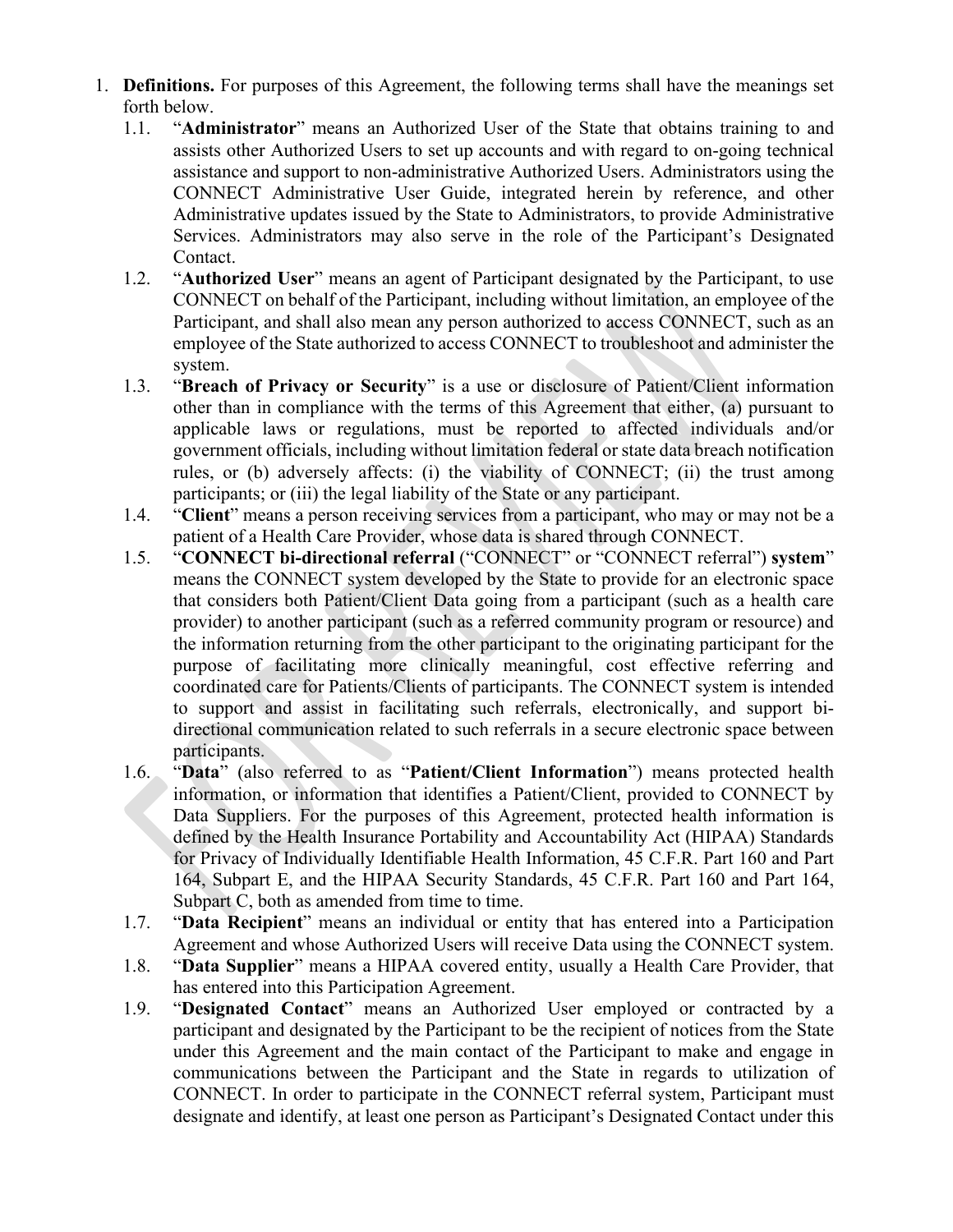1. **Definitions.** For purposes of this Agreement, the following terms shall have the meanings set forth below.
   1.1. "**Administrator**" means an Authorized User of the State that obtains training to and assists other Authorized Users to set up accounts and with regard to on-going technical assistance and support to non-administrative Authorized Users. Administrators using the CONNECT Administrative User Guide, integrated herein by reference, and other Administrative updates issued by the State to Administrators, to provide Administrative Services. Administrators may also serve in the role of the Participant's Designated Contact.
   1.2. "**Authorized User**" means an agent of Participant designated by the Participant, to use CONNECT on behalf of the Participant, including without limitation, an employee of the Participant, and shall also mean any person authorized to access CONNECT, such as an employee of the State authorized to access CONNECT to troubleshoot and administer the system.
   1.3. "**Breach of Privacy or Security**" is a use or disclosure of Patient/Client information other than in compliance with the terms of this Agreement that either, (a) pursuant to applicable laws or regulations, must be reported to affected individuals and/or government officials, including without limitation federal or state data breach notification rules, or (b) adversely affects: (i) the viability of CONNECT; (ii) the trust among participants; or (iii) the legal liability of the State or any participant.
   1.4. "**Client**" means a person receiving services from a participant, who may or may not be a patient of a Health Care Provider, whose data is shared through CONNECT.
   1.5. "**CONNECT bi-directional referral** ("CONNECT" or "CONNECT referral") **system**" means the CONNECT system developed by the State to provide for an electronic space that considers both Patient/Client Data going from a participant (such as a health care provider) to another participant (such as a referred community program or resource) and the information returning from the other participant to the originating participant for the purpose of facilitating more clinically meaningful, cost effective referring and coordinated care for Patients/Clients of participants. The CONNECT system is intended to support and assist in facilitating such referrals, electronically, and support bi-directional communication related to such referrals in a secure electronic space between participants.
   1.6. "**Data**" (also referred to as "**Patient/Client Information**") means protected health information, or information that identifies a Patient/Client, provided to CONNECT by Data Suppliers. For the purposes of this Agreement, protected health information is defined by the Health Insurance Portability and Accountability Act (HIPAA) Standards for Privacy of Individually Identifiable Health Information, 45 C.F.R. Part 160 and Part 164, Subpart E, and the HIPAA Security Standards, 45 C.F.R. Part 160 and Part 164, Subpart C, both as amended from time to time.
   1.7. "**Data Recipient**" means an individual or entity that has entered into a Participation Agreement and whose Authorized Users will receive Data using the CONNECT system.
   1.8. "**Data Supplier**" means a HIPAA covered entity, usually a Health Care Provider, that has entered into this Participation Agreement.
   1.9. "**Designated Contact**" means an Authorized User employed or contracted by a participant and designated by the Participant to be the recipient of notices from the State under this Agreement and the main contact of the Participant to make and engage in communications between the Participant and the State in regards to utilization of CONNECT. In order to participate in the CONNECT referral system, Participant must designate and identify, at least one person as Participant's Designated Contact under this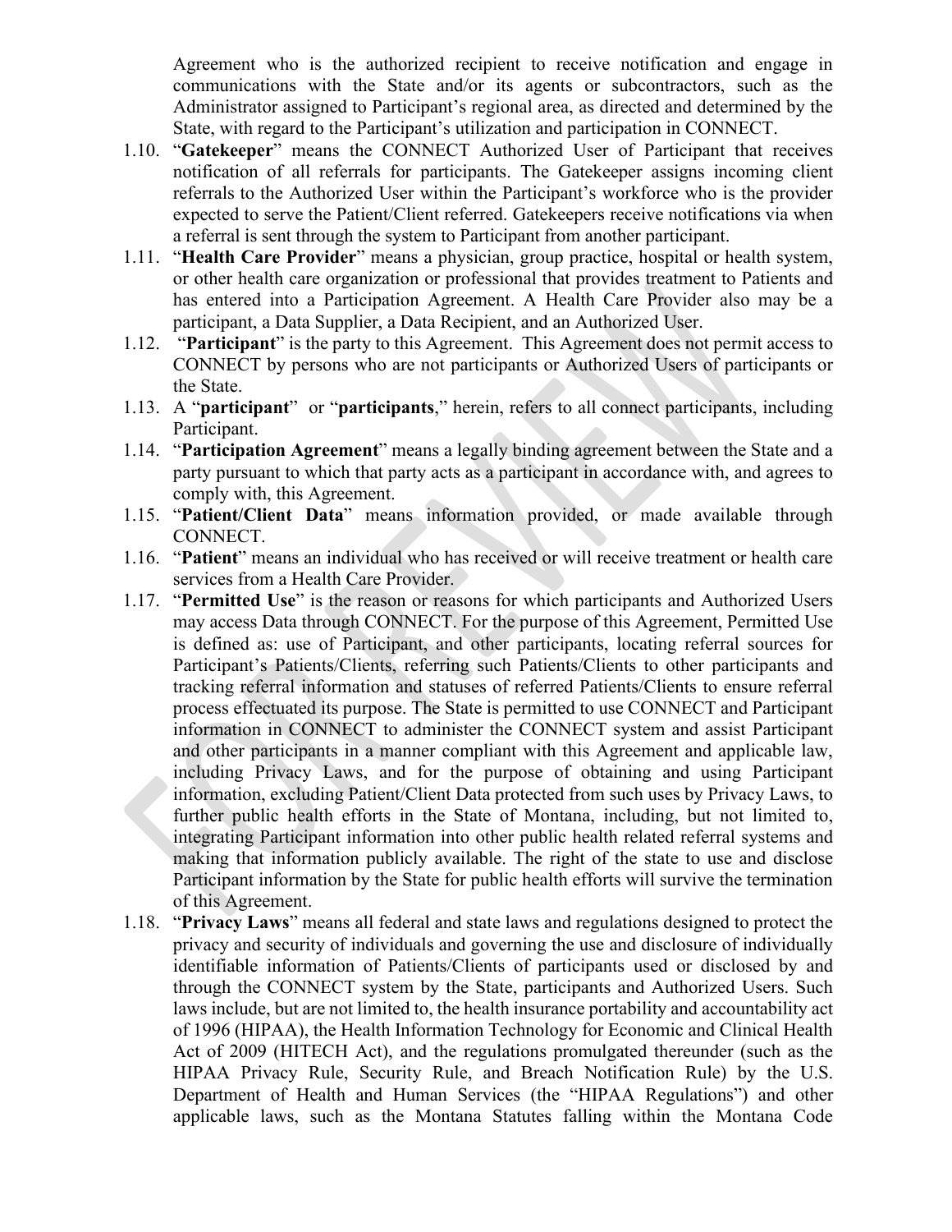Agreement who is the authorized recipient to receive notification and engage in communications with the State and/or its agents or subcontractors, such as the Administrator assigned to Participant's regional area, as directed and determined by the State, with regard to the Participant's utilization and participation in CONNECT.

1.10. "**Gatekeeper**" means the CONNECT Authorized User of Participant that receives notification of all referrals for participants. The Gatekeeper assigns incoming client referrals to the Authorized User within the Participant's workforce who is the provider expected to serve the Patient/Client referred. Gatekeepers receive notifications via when a referral is sent through the system to Participant from another participant.

1.11. "**Health Care Provider**" means a physician, group practice, hospital or health system, or other health care organization or professional that provides treatment to Patients and has entered into a Participation Agreement. A Health Care Provider also may be a participant, a Data Supplier, a Data Recipient, and an Authorized User.

1.12. "**Participant**" is the party to this Agreement. This Agreement does not permit access to CONNECT by persons who are not participants or Authorized Users of participants or the State.

1.13. A "**participant**" or "**participants**," herein, refers to all connect participants, including Participant.

1.14. "**Participation Agreement**" means a legally binding agreement between the State and a party pursuant to which that party acts as a participant in accordance with, and agrees to comply with, this Agreement.

1.15. "**Patient/Client Data**" means information provided, or made available through CONNECT.

1.16. "**Patient**" means an individual who has received or will receive treatment or health care services from a Health Care Provider.

1.17. "**Permitted Use**" is the reason or reasons for which participants and Authorized Users may access Data through CONNECT. For the purpose of this Agreement, Permitted Use is defined as: use of Participant, and other participants, locating referral sources for Participant's Patients/Clients, referring such Patients/Clients to other participants and tracking referral information and statuses of referred Patients/Clients to ensure referral process effectuated its purpose. The State is permitted to use CONNECT and Participant information in CONNECT to administer the CONNECT system and assist Participant and other participants in a manner compliant with this Agreement and applicable law, including Privacy Laws, and for the purpose of obtaining and using Participant information, excluding Patient/Client Data protected from such uses by Privacy Laws, to further public health efforts in the State of Montana, including, but not limited to, integrating Participant information into other public health related referral systems and making that information publicly available. The right of the state to use and disclose Participant information by the State for public health efforts will survive the termination of this Agreement.

1.18. "**Privacy Laws**" means all federal and state laws and regulations designed to protect the privacy and security of individuals and governing the use and disclosure of individually identifiable information of Patients/Clients of participants used or disclosed by and through the CONNECT system by the State, participants and Authorized Users. Such laws include, but are not limited to, the health insurance portability and accountability act of 1996 (HIPAA), the Health Information Technology for Economic and Clinical Health Act of 2009 (HITECH Act), and the regulations promulgated thereunder (such as the HIPAA Privacy Rule, Security Rule, and Breach Notification Rule) by the U.S. Department of Health and Human Services (the "HIPAA Regulations") and other applicable laws, such as the Montana Statutes falling within the Montana Code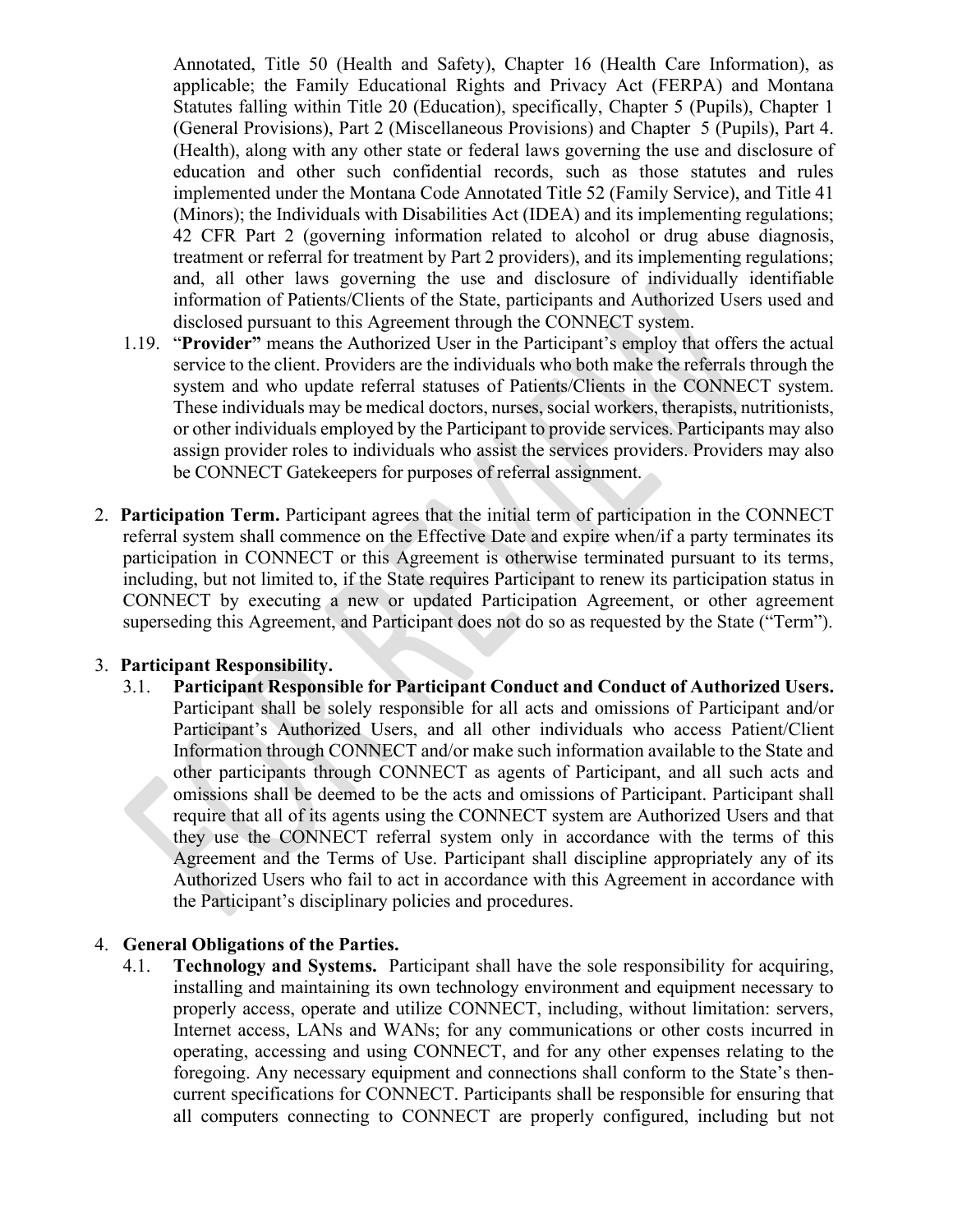Annotated, Title 50 (Health and Safety), Chapter 16 (Health Care Information), as applicable; the Family Educational Rights and Privacy Act (FERPA) and Montana Statutes falling within Title 20 (Education), specifically, Chapter 5 (Pupils), Chapter 1 (General Provisions), Part 2 (Miscellaneous Provisions) and Chapter 5 (Pupils), Part 4. (Health), along with any other state or federal laws governing the use and disclosure of education and other such confidential records, such as those statutes and rules implemented under the Montana Code Annotated Title 52 (Family Service), and Title 41 (Minors); the Individuals with Disabilities Act (IDEA) and its implementing regulations; 42 CFR Part 2 (governing information related to alcohol or drug abuse diagnosis, treatment or referral for treatment by Part 2 providers), and its implementing regulations; and, all other laws governing the use and disclosure of individually identifiable information of Patients/Clients of the State, participants and Authorized Users used and disclosed pursuant to this Agreement through the CONNECT system.

1.19. "**Provider"** means the Authorized User in the Participant's employ that offers the actual service to the client. Providers are the individuals who both make the referrals through the system and who update referral statuses of Patients/Clients in the CONNECT system. These individuals may be medical doctors, nurses, social workers, therapists, nutritionists, or other individuals employed by the Participant to provide services. Participants may also assign provider roles to individuals who assist the services providers. Providers may also be CONNECT Gatekeepers for purposes of referral assignment.

2. **Participation Term.** Participant agrees that the initial term of participation in the CONNECT referral system shall commence on the Effective Date and expire when/if a party terminates its participation in CONNECT or this Agreement is otherwise terminated pursuant to its terms, including, but not limited to, if the State requires Participant to renew its participation status in CONNECT by executing a new or updated Participation Agreement, or other agreement superseding this Agreement, and Participant does not do so as requested by the State ("Term").

3. **Participant Responsibility.**

3.1. **Participant Responsible for Participant Conduct and Conduct of Authorized Users.** Participant shall be solely responsible for all acts and omissions of Participant and/or Participant's Authorized Users, and all other individuals who access Patient/Client Information through CONNECT and/or make such information available to the State and other participants through CONNECT as agents of Participant, and all such acts and omissions shall be deemed to be the acts and omissions of Participant. Participant shall require that all of its agents using the CONNECT system are Authorized Users and that they use the CONNECT referral system only in accordance with the terms of this Agreement and the Terms of Use. Participant shall discipline appropriately any of its Authorized Users who fail to act in accordance with this Agreement in accordance with the Participant's disciplinary policies and procedures.

4. **General Obligations of the Parties.**

4.1. **Technology and Systems.** Participant shall have the sole responsibility for acquiring, installing and maintaining its own technology environment and equipment necessary to properly access, operate and utilize CONNECT, including, without limitation: servers, Internet access, LANs and WANs; for any communications or other costs incurred in operating, accessing and using CONNECT, and for any other expenses relating to the foregoing. Any necessary equipment and connections shall conform to the State's then-current specifications for CONNECT. Participants shall be responsible for ensuring that all computers connecting to CONNECT are properly configured, including but not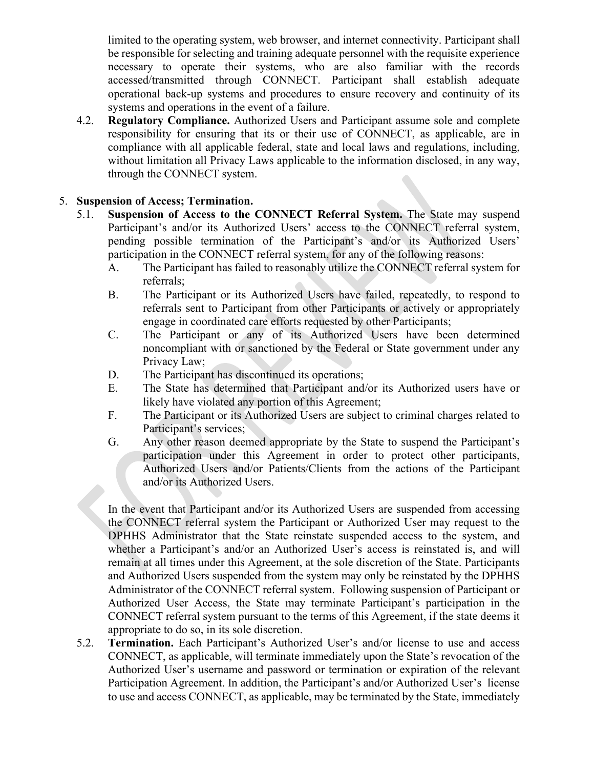limited to the operating system, web browser, and internet connectivity. Participant shall be responsible for selecting and training adequate personnel with the requisite experience necessary to operate their systems, who are also familiar with the records accessed/transmitted through CONNECT. Participant shall establish adequate operational back-up systems and procedures to ensure recovery and continuity of its systems and operations in the event of a failure.

4.2. **Regulatory Compliance.** Authorized Users and Participant assume sole and complete responsibility for ensuring that its or their use of CONNECT, as applicable, are in compliance with all applicable federal, state and local laws and regulations, including, without limitation all Privacy Laws applicable to the information disclosed, in any way, through the CONNECT system.

5. **Suspension of Access; Termination.**

5.1. **Suspension of Access to the CONNECT Referral System.** The State may suspend Participant's and/or its Authorized Users' access to the CONNECT referral system, pending possible termination of the Participant's and/or its Authorized Users' participation in the CONNECT referral system, for any of the following reasons:

A. The Participant has failed to reasonably utilize the CONNECT referral system for referrals;

B. The Participant or its Authorized Users have failed, repeatedly, to respond to referrals sent to Participant from other Participants or actively or appropriately engage in coordinated care efforts requested by other Participants;

C. The Participant or any of its Authorized Users have been determined noncompliant with or sanctioned by the Federal or State government under any Privacy Law;

D. The Participant has discontinued its operations;

E. The State has determined that Participant and/or its Authorized users have or likely have violated any portion of this Agreement;

F. The Participant or its Authorized Users are subject to criminal charges related to Participant's services;

G. Any other reason deemed appropriate by the State to suspend the Participant's participation under this Agreement in order to protect other participants, Authorized Users and/or Patients/Clients from the actions of the Participant and/or its Authorized Users.

In the event that Participant and/or its Authorized Users are suspended from accessing the CONNECT referral system the Participant or Authorized User may request to the DPHHS Administrator that the State reinstate suspended access to the system, and whether a Participant's and/or an Authorized User's access is reinstated is, and will remain at all times under this Agreement, at the sole discretion of the State. Participants and Authorized Users suspended from the system may only be reinstated by the DPHHS Administrator of the CONNECT referral system. Following suspension of Participant or Authorized User Access, the State may terminate Participant's participation in the CONNECT referral system pursuant to the terms of this Agreement, if the state deems it appropriate to do so, in its sole discretion.

5.2. **Termination.** Each Participant's Authorized User's and/or license to use and access CONNECT, as applicable, will terminate immediately upon the State's revocation of the Authorized User's username and password or termination or expiration of the relevant Participation Agreement. In addition, the Participant's and/or Authorized User's license to use and access CONNECT, as applicable, may be terminated by the State, immediately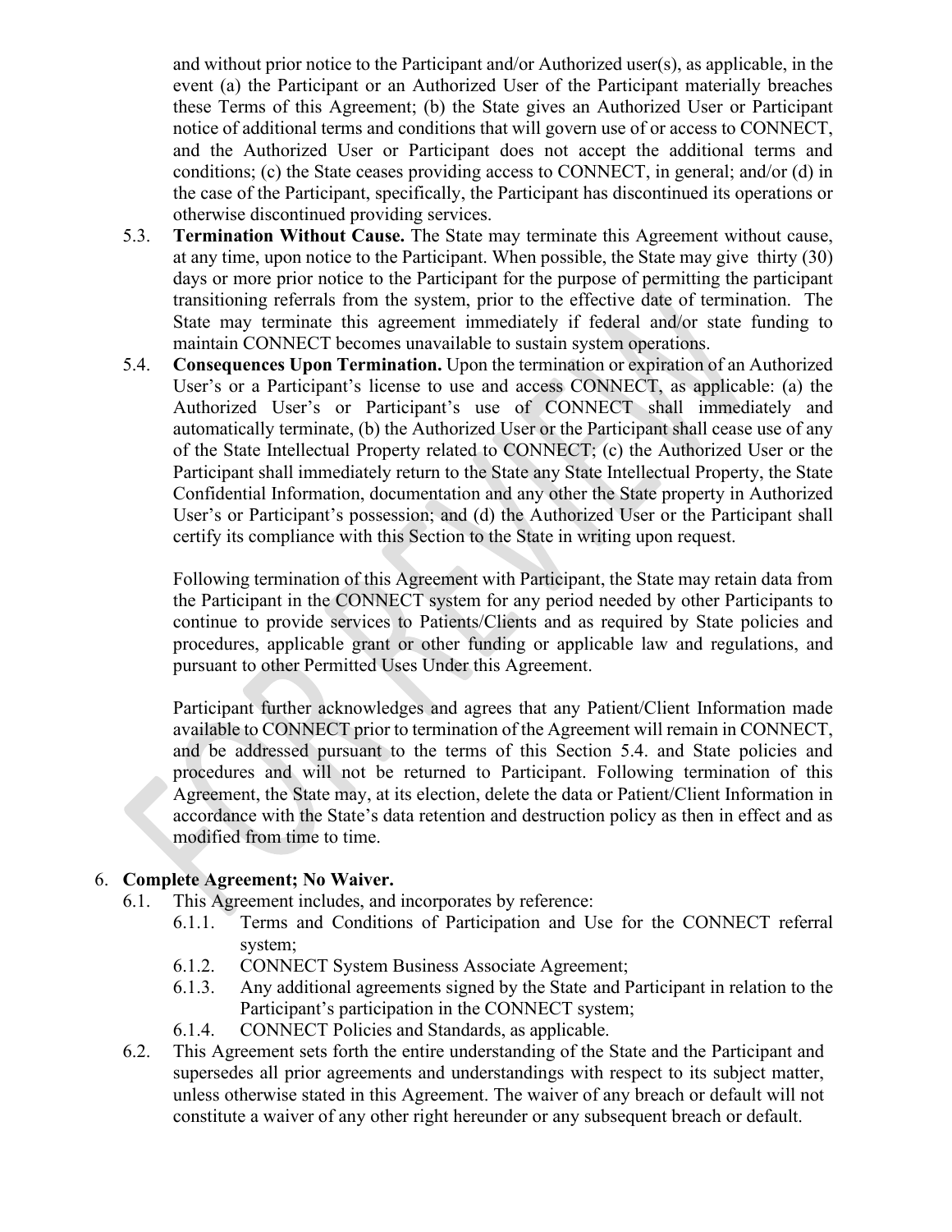and without prior notice to the Participant and/or Authorized user(s), as applicable, in the event (a) the Participant or an Authorized User of the Participant materially breaches these Terms of this Agreement; (b) the State gives an Authorized User or Participant notice of additional terms and conditions that will govern use of or access to CONNECT, and the Authorized User or Participant does not accept the additional terms and conditions; (c) the State ceases providing access to CONNECT, in general; and/or (d) in the case of the Participant, specifically, the Participant has discontinued its operations or otherwise discontinued providing services.

5.3. **Termination Without Cause.** The State may terminate this Agreement without cause, at any time, upon notice to the Participant. When possible, the State may give thirty (30) days or more prior notice to the Participant for the purpose of permitting the participant transitioning referrals from the system, prior to the effective date of termination. The State may terminate this agreement immediately if federal and/or state funding to maintain CONNECT becomes unavailable to sustain system operations.

5.4. **Consequences Upon Termination.** Upon the termination or expiration of an Authorized User's or a Participant's license to use and access CONNECT, as applicable: (a) the Authorized User's or Participant's use of CONNECT shall immediately and automatically terminate, (b) the Authorized User or the Participant shall cease use of any of the State Intellectual Property related to CONNECT; (c) the Authorized User or the Participant shall immediately return to the State any State Intellectual Property, the State Confidential Information, documentation and any other the State property in Authorized User's or Participant's possession; and (d) the Authorized User or the Participant shall certify its compliance with this Section to the State in writing upon request.

Following termination of this Agreement with Participant, the State may retain data from the Participant in the CONNECT system for any period needed by other Participants to continue to provide services to Patients/Clients and as required by State policies and procedures, applicable grant or other funding or applicable law and regulations, and pursuant to other Permitted Uses Under this Agreement.

Participant further acknowledges and agrees that any Patient/Client Information made available to CONNECT prior to termination of the Agreement will remain in CONNECT, and be addressed pursuant to the terms of this Section 5.4. and State policies and procedures and will not be returned to Participant. Following termination of this Agreement, the State may, at its election, delete the data or Patient/Client Information in accordance with the State's data retention and destruction policy as then in effect and as modified from time to time.

6. **Complete Agreement; No Waiver.**

6.1. This Agreement includes, and incorporates by reference:

6.1.1. Terms and Conditions of Participation and Use for the CONNECT referral system;

6.1.2. CONNECT System Business Associate Agreement;

6.1.3. Any additional agreements signed by the State and Participant in relation to the Participant's participation in the CONNECT system;

6.1.4. CONNECT Policies and Standards, as applicable.

6.2. This Agreement sets forth the entire understanding of the State and the Participant and supersedes all prior agreements and understandings with respect to its subject matter, unless otherwise stated in this Agreement. The waiver of any breach or default will not constitute a waiver of any other right hereunder or any subsequent breach or default.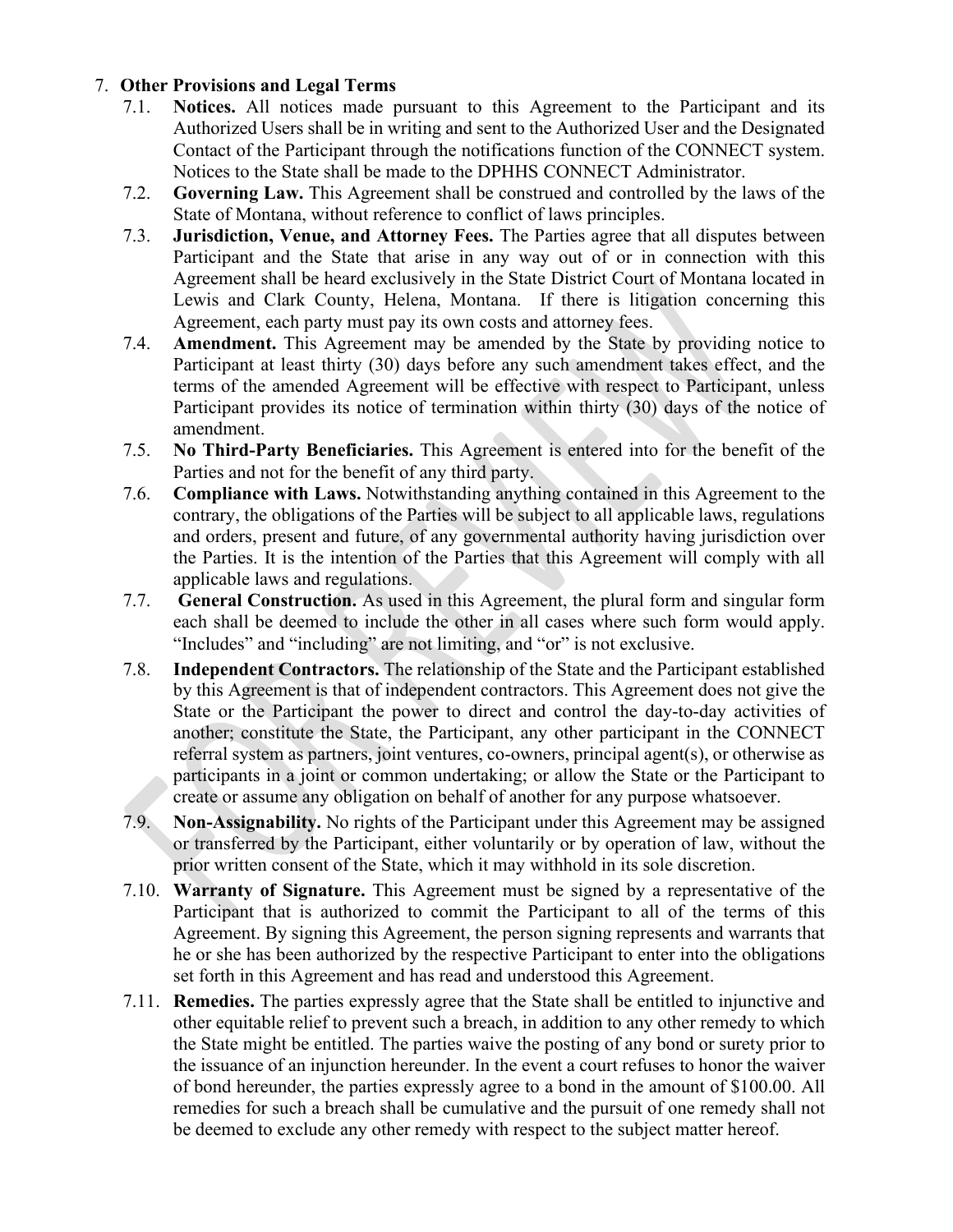7. **Other Provisions and Legal Terms**

7.1. **Notices.** All notices made pursuant to this Agreement to the Participant and its Authorized Users shall be in writing and sent to the Authorized User and the Designated Contact of the Participant through the notifications function of the CONNECT system. Notices to the State shall be made to the DPHHS CONNECT Administrator.

7.2. **Governing Law.** This Agreement shall be construed and controlled by the laws of the State of Montana, without reference to conflict of laws principles.

7.3. **Jurisdiction, Venue, and Attorney Fees.** The Parties agree that all disputes between Participant and the State that arise in any way out of or in connection with this Agreement shall be heard exclusively in the State District Court of Montana located in Lewis and Clark County, Helena, Montana. If there is litigation concerning this Agreement, each party must pay its own costs and attorney fees.

7.4. **Amendment.** This Agreement may be amended by the State by providing notice to Participant at least thirty (30) days before any such amendment takes effect, and the terms of the amended Agreement will be effective with respect to Participant, unless Participant provides its notice of termination within thirty (30) days of the notice of amendment.

7.5. **No Third-Party Beneficiaries.** This Agreement is entered into for the benefit of the Parties and not for the benefit of any third party.

7.6. **Compliance with Laws.** Notwithstanding anything contained in this Agreement to the contrary, the obligations of the Parties will be subject to all applicable laws, regulations and orders, present and future, of any governmental authority having jurisdiction over the Parties. It is the intention of the Parties that this Agreement will comply with all applicable laws and regulations.

7.7. **General Construction.** As used in this Agreement, the plural form and singular form each shall be deemed to include the other in all cases where such form would apply. "Includes" and "including" are not limiting, and "or" is not exclusive.

7.8. **Independent Contractors.** The relationship of the State and the Participant established by this Agreement is that of independent contractors. This Agreement does not give the State or the Participant the power to direct and control the day-to-day activities of another; constitute the State, the Participant, any other participant in the CONNECT referral system as partners, joint ventures, co-owners, principal agent(s), or otherwise as participants in a joint or common undertaking; or allow the State or the Participant to create or assume any obligation on behalf of another for any purpose whatsoever.

7.9. **Non-Assignability.** No rights of the Participant under this Agreement may be assigned or transferred by the Participant, either voluntarily or by operation of law, without the prior written consent of the State, which it may withhold in its sole discretion.

7.10. **Warranty of Signature.** This Agreement must be signed by a representative of the Participant that is authorized to commit the Participant to all of the terms of this Agreement. By signing this Agreement, the person signing represents and warrants that he or she has been authorized by the respective Participant to enter into the obligations set forth in this Agreement and has read and understood this Agreement.

7.11. **Remedies.** The parties expressly agree that the State shall be entitled to injunctive and other equitable relief to prevent such a breach, in addition to any other remedy to which the State might be entitled. The parties waive the posting of any bond or surety prior to the issuance of an injunction hereunder. In the event a court refuses to honor the waiver of bond hereunder, the parties expressly agree to a bond in the amount of $100.00. All remedies for such a breach shall be cumulative and the pursuit of one remedy shall not be deemed to exclude any other remedy with respect to the subject matter hereof.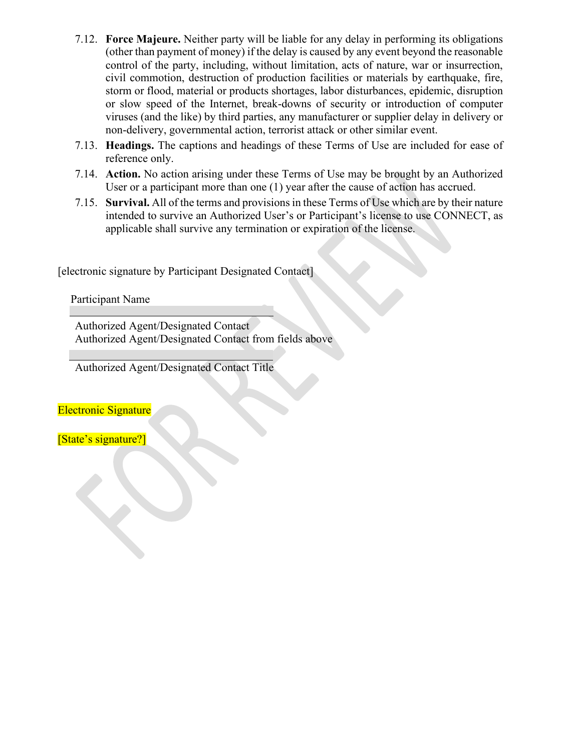7.12. **Force Majeure.** Neither party will be liable for any delay in performing its obligations (other than payment of money) if the delay is caused by any event beyond the reasonable control of the party, including, without limitation, acts of nature, war or insurrection, civil commotion, destruction of production facilities or materials by earthquake, fire, storm or flood, material or products shortages, labor disturbances, epidemic, disruption or slow speed of the Internet, break-downs of security or introduction of computer viruses (and the like) by third parties, any manufacturer or supplier delay in delivery or non-delivery, governmental action, terrorist attack or other similar event.

7.13. **Headings.** The captions and headings of these Terms of Use are included for ease of reference only.

7.14. **Action.** No action arising under these Terms of Use may be brought by an Authorized User or a participant more than one (1) year after the cause of action has accrued.

7.15. **Survival.** All of the terms and provisions in these Terms of Use which are by their nature intended to survive an Authorized User's or Participant's license to use CONNECT, as applicable shall survive any termination or expiration of the license.

[electronic signature by Participant Designated Contact]

Participant Name

\_\_\_\_\_\_\_\_\_\_\_\_\_\_\_\_\_\_\_\_\_\_\_\_\_\_\_\_\_\_\_\_\_\_\_\_

Authorized Agent/Designated Contact
Authorized Agent/Designated Contact from fields above

\_\_\_\_\_\_\_\_\_\_\_\_\_\_\_\_\_\_\_\_\_\_\_\_\_\_\_\_\_\_\_\_\_\_\_\_

Authorized Agent/Designated Contact Title

Electronic Signature

[State's signature?]